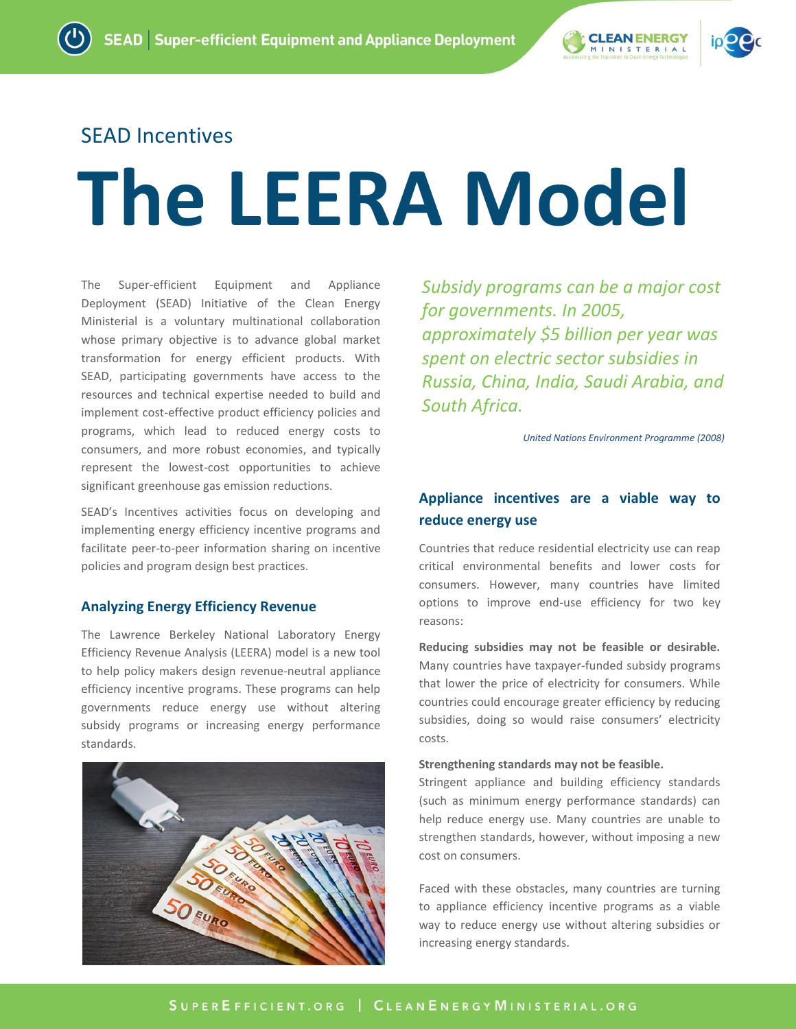SEAD Incentives

# The LEERA Model

The Super-efficient Equipment and Appliance Deployment (SEAD) Initiative of the Clean Energy Ministerial is a voluntary multinational collaboration whose primary objective is to advance global market transformation for energy efficient products. With SEAD, participating governments have access to the resources and technical expertise needed to build and implement cost-effective product efficiency policies and programs, which lead to reduced energy costs to consumers, and more robust economies, and typically represent the lowest-cost opportunities to achieve significant greenhouse gas emission reductions.

SEAD's Incentives activities focus on developing and implementing energy efficiency incentive programs and facilitate peer-to-peer information sharing on incentive policies and program design best practices.

## Analyzing Energy Efficiency Revenue

The Lawrence Berkeley National Laboratory Energy Efficiency Revenue Analysis (LEERA) model is a new tool to help policy makers design revenue-neutral appliance efficiency incentive programs. These programs can help governments reduce energy use without altering subsidy programs or increasing energy performance standards.

*Subsidy programs can be a major cost for governments. In 2005, approximately $5 billion per year was spent on electric sector subsidies in Russia, China, India, Saudi Arabia, and South Africa.*

*United Nations Environment Programme (2008)*

## Appliance incentives are a viable way to reduce energy use

Countries that reduce residential electricity use can reap critical environmental benefits and lower costs for consumers. However, many countries have limited options to improve end-use efficiency for two key reasons:

**Reducing subsidies may not be feasible or desirable.** Many countries have taxpayer-funded subsidy programs that lower the price of electricity for consumers. While countries could encourage greater efficiency by reducing subsidies, doing so would raise consumers' electricity costs.

**Strengthening standards may not be feasible.** Stringent appliance and building efficiency standards (such as minimum energy performance standards) can help reduce energy use. Many countries are unable to strengthen standards, however, without imposing a new cost on consumers.

Faced with these obstacles, many countries are turning to appliance efficiency incentive programs as a viable way to reduce energy use without altering subsidies or increasing energy standards.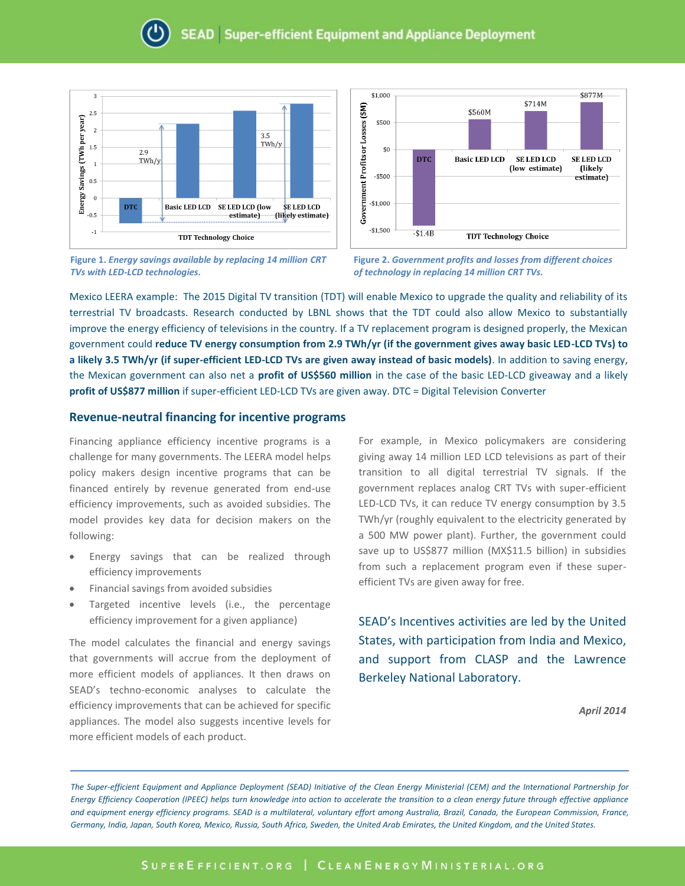3
2.5
2
1.5
1
0.5
0
-0.5
-1

Energy Savings (TWh per year)

DTC

2.9 TWh/y

Basic LED LCD

SE LED LCD (low estimate)

3.5 TWh/y

SE LED LCD (likely estimate)

TDT Technology Choice

**Figure 1.** *Energy savings available by replacing 14 million CRT TVs with LED-LCD technologies.*

$1,000
$500
$0
-$500
-$1,000
-$1,500

Government Profits or Losses ($M)

DTC

-$1.4B

$560M

Basic LED LCD

$714M

SE LED LCD (low estimate)

$877M

SE LED LCD (likely estimate)

TDT Technology Choice

**Figure 2.** *Government profits and losses from different choices of technology in replacing 14 million CRT TVs.*

Mexico LEERA example: The 2015 Digital TV transition (TDT) will enable Mexico to upgrade the quality and reliability of its terrestrial TV broadcasts. Research conducted by LBNL shows that the TDT could also allow Mexico to substantially improve the energy efficiency of televisions in the country. If a TV replacement program is designed properly, the Mexican government could **reduce TV energy consumption from 2.9 TWh/yr (if the government gives away basic LED-LCD TVs) to a likely 3.5 TWh/yr (if super-efficient LED-LCD TVs are given away instead of basic models)**. In addition to saving energy, the Mexican government can also net a **profit of US$560 million** in the case of the basic LED-LCD giveaway and a likely **profit of US$877 million** if super-efficient LED-LCD TVs are given away. DTC = Digital Television Converter

## Revenue-neutral financing for incentive programs

Financing appliance efficiency incentive programs is a challenge for many governments. The LEERA model helps policy makers design incentive programs that can be financed entirely by revenue generated from end-use efficiency improvements, such as avoided subsidies. The model provides key data for decision makers on the following:

- Energy savings that can be realized through efficiency improvements
- Financial savings from avoided subsidies
- Targeted incentive levels (i.e., the percentage efficiency improvement for a given appliance)

The model calculates the financial and energy savings that governments will accrue from the deployment of more efficient models of appliances. It then draws on SEAD's techno-economic analyses to calculate the efficiency improvements that can be achieved for specific appliances. The model also suggests incentive levels for more efficient models of each product.

For example, in Mexico policymakers are considering giving away 14 million LED LCD televisions as part of their transition to all digital terrestrial TV signals. If the government replaces analog CRT TVs with super-efficient LED-LCD TVs, it can reduce TV energy consumption by 3.5 TWh/yr (roughly equivalent to the electricity generated by a 500 MW power plant). Further, the government could save up to US$877 million (MX$11.5 billion) in subsidies from such a replacement program even if these super-efficient TVs are given away for free.

SEAD's Incentives activities are led by the United States, with participation from India and Mexico, and support from CLASP and the Lawrence Berkeley National Laboratory.

*April 2014*

*The Super-efficient Equipment and Appliance Deployment (SEAD) Initiative of the Clean Energy Ministerial (CEM) and the International Partnership for Energy Efficiency Cooperation (IPEEC) helps turn knowledge into action to accelerate the transition to a clean energy future through effective appliance and equipment energy efficiency programs. SEAD is a multilateral, voluntary effort among Australia, Brazil, Canada, the European Commission, France, Germany, India, Japan, South Korea, Mexico, Russia, South Africa, Sweden, the United Arab Emirates, the United Kingdom, and the United States.*